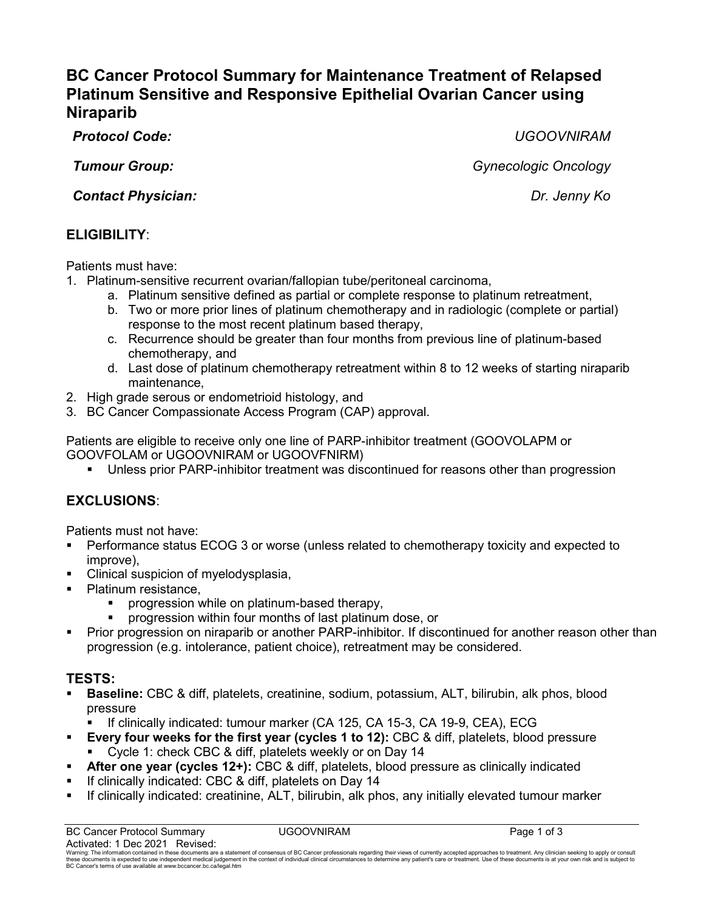# BC Cancer Protocol Summary for Maintenance Treatment of Relapsed Platinum Sensitive and Responsive Epithelial Ovarian Cancer using Niraparib

***Protocol Code:*** *UGOOVNIRAM*

***Tumour Group:*** *Gynecologic Oncology*

***Contact Physician:*** *Dr. Jenny Ko*

## ELIGIBILITY:

Patients must have:

1. Platinum-sensitive recurrent ovarian/fallopian tube/peritoneal carcinoma,
   a. Platinum sensitive defined as partial or complete response to platinum retreatment,
   b. Two or more prior lines of platinum chemotherapy and in radiologic (complete or partial) response to the most recent platinum based therapy,
   c. Recurrence should be greater than four months from previous line of platinum-based chemotherapy, and
   d. Last dose of platinum chemotherapy retreatment within 8 to 12 weeks of starting niraparib maintenance,
2. High grade serous or endometrioid histology, and
3. BC Cancer Compassionate Access Program (CAP) approval.

Patients are eligible to receive only one line of PARP-inhibitor treatment (GOOVOLAPM or GOOVFOLAM or UGOOVNIRAM or UGOOVFNIRM)

- Unless prior PARP-inhibitor treatment was discontinued for reasons other than progression

## EXCLUSIONS:

Patients must not have:

- Performance status ECOG 3 or worse (unless related to chemotherapy toxicity and expected to improve),
- Clinical suspicion of myelodysplasia,
- Platinum resistance,
  - progression while on platinum-based therapy,
  - progression within four months of last platinum dose, or
- Prior progression on niraparib or another PARP-inhibitor. If discontinued for another reason other than progression (e.g. intolerance, patient choice), retreatment may be considered.

## TESTS:

- **Baseline:** CBC & diff, platelets, creatinine, sodium, potassium, ALT, bilirubin, alk phos, blood pressure
  - If clinically indicated: tumour marker (CA 125, CA 15-3, CA 19-9, CEA), ECG
- **Every four weeks for the first year (cycles 1 to 12):** CBC & diff, platelets, blood pressure
  - Cycle 1: check CBC & diff, platelets weekly or on Day 14
- **After one year (cycles 12+):** CBC & diff, platelets, blood pressure as clinically indicated
- If clinically indicated: CBC & diff, platelets on Day 14
- If clinically indicated: creatinine, ALT, bilirubin, alk phos, any initially elevated tumour marker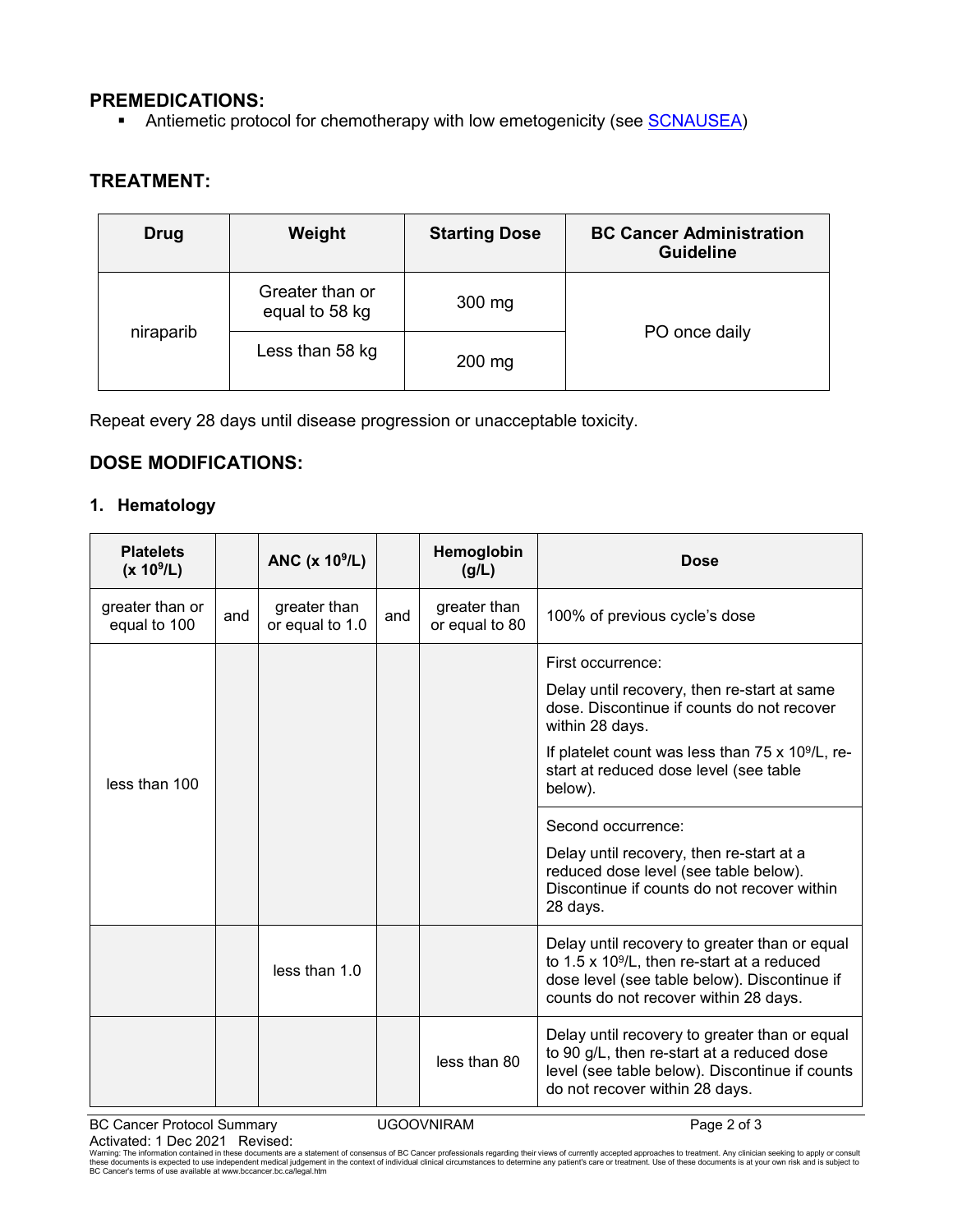## PREMEDICATIONS:

- Antiemetic protocol for chemotherapy with low emetogenicity (see SCNAUSEA)

## TREATMENT:

| Drug | Weight | Starting Dose | BC Cancer Administration Guideline |
|---|---|---|---|
| niraparib | Greater than or equal to 58 kg | 300 mg | PO once daily |
| | Less than 58 kg | 200 mg | |

Repeat every 28 days until disease progression or unacceptable toxicity.

## DOSE MODIFICATIONS:

### 1. Hematology

| Platelets ($\times 10^9$/L) | | ANC ($\times 10^9$/L) | | Hemoglobin (g/L) | Dose |
|---|---|---|---|---|---|
| greater than or equal to 100 | and | greater than or equal to 1.0 | and | greater than or equal to 80 | 100% of previous cycle's dose |
| less than 100 | | | | | First occurrence: Delay until recovery, then re-start at same dose. Discontinue if counts do not recover within 28 days. If platelet count was less than $75 \times 10^9$/L, re-start at reduced dose level (see table below). |
| | | | | | Second occurrence: Delay until recovery, then re-start at a reduced dose level (see table below). Discontinue if counts do not recover within 28 days. |
| | | less than 1.0 | | | Delay until recovery to greater than or equal to $1.5 \times 10^9$/L, then re-start at a reduced dose level (see table below). Discontinue if counts do not recover within 28 days. |
| | | | | less than 80 | Delay until recovery to greater than or equal to 90 g/L, then re-start at a reduced dose level (see table below). Discontinue if counts do not recover within 28 days. |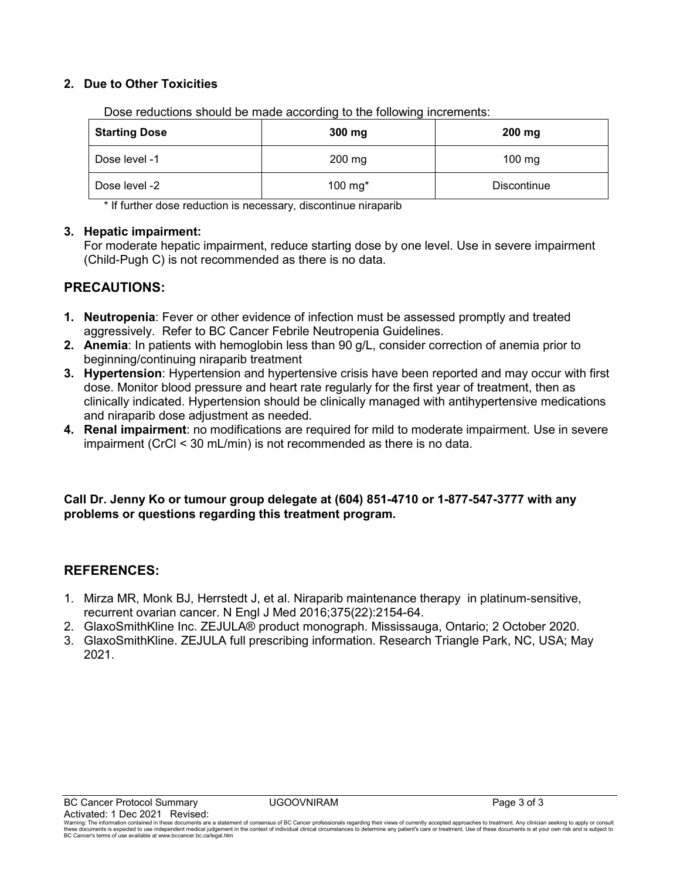**2. Due to Other Toxicities**

Dose reductions should be made according to the following increments:

| Starting Dose | 300 mg | 200 mg |
|---|---|---|
| Dose level -1 | 200 mg | 100 mg |
| Dose level -2 | 100 mg* | Discontinue |

\* If further dose reduction is necessary, discontinue niraparib

**3. Hepatic impairment:**
For moderate hepatic impairment, reduce starting dose by one level. Use in severe impairment (Child-Pugh C) is not recommended as there is no data.

## PRECAUTIONS:

1. **Neutropenia**: Fever or other evidence of infection must be assessed promptly and treated aggressively. Refer to BC Cancer Febrile Neutropenia Guidelines.
2. **Anemia**: In patients with hemoglobin less than 90 g/L, consider correction of anemia prior to beginning/continuing niraparib treatment
3. **Hypertension**: Hypertension and hypertensive crisis have been reported and may occur with first dose. Monitor blood pressure and heart rate regularly for the first year of treatment, then as clinically indicated. Hypertension should be clinically managed with antihypertensive medications and niraparib dose adjustment as needed.
4. **Renal impairment**: no modifications are required for mild to moderate impairment. Use in severe impairment (CrCl < 30 mL/min) is not recommended as there is no data.

**Call Dr. Jenny Ko or tumour group delegate at (604) 851-4710 or 1-877-547-3777 with any problems or questions regarding this treatment program.**

## REFERENCES:

1. Mirza MR, Monk BJ, Herrstedt J, et al. Niraparib maintenance therapy in platinum-sensitive, recurrent ovarian cancer. N Engl J Med 2016;375(22):2154-64.
2. GlaxoSmithKline Inc. ZEJULA® product monograph. Mississauga, Ontario; 2 October 2020.
3. GlaxoSmithKline. ZEJULA full prescribing information. Research Triangle Park, NC, USA; May 2021.